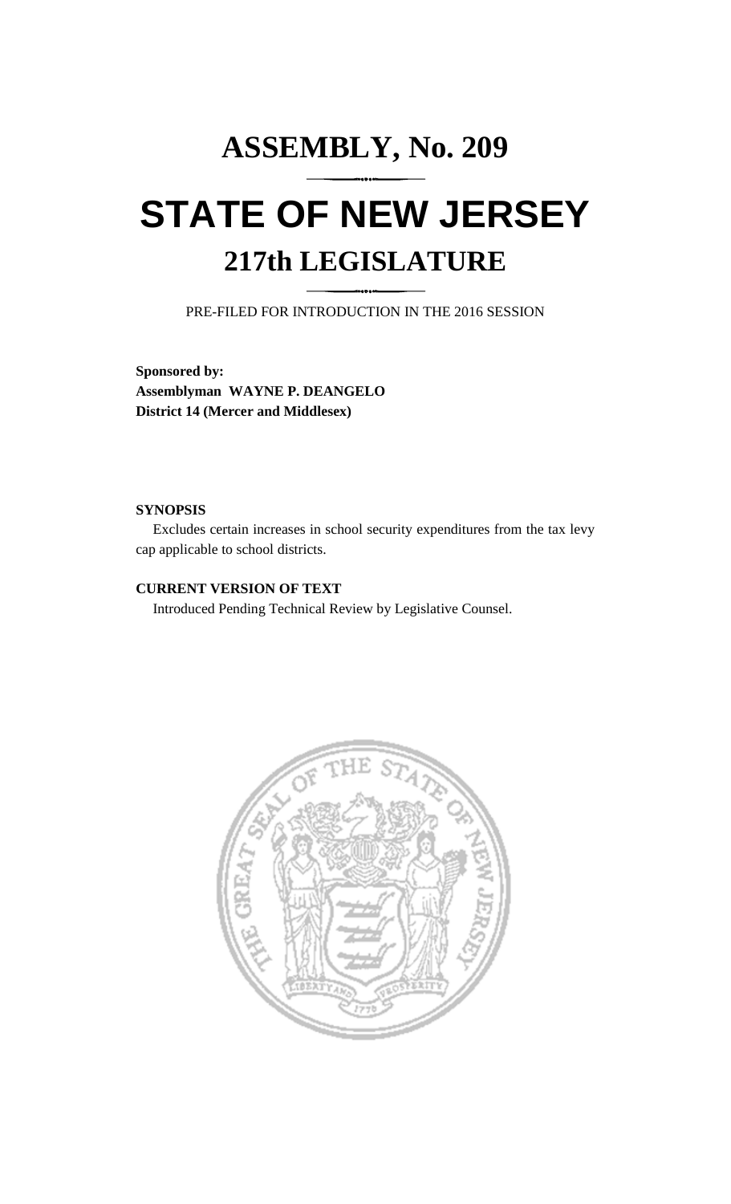# ASSEMBLY, No. 209

# STATE OF NEW JERSEY

## 217th LEGISLATURE

PRE-FILED FOR INTRODUCTION IN THE 2016 SESSION

**Sponsored by:**
**Assemblyman WAYNE P. DEANGELO**
**District 14 (Mercer and Middlesex)**

**SYNOPSIS**

Excludes certain increases in school security expenditures from the tax levy cap applicable to school districts.

**CURRENT VERSION OF TEXT**

Introduced Pending Technical Review by Legislative Counsel.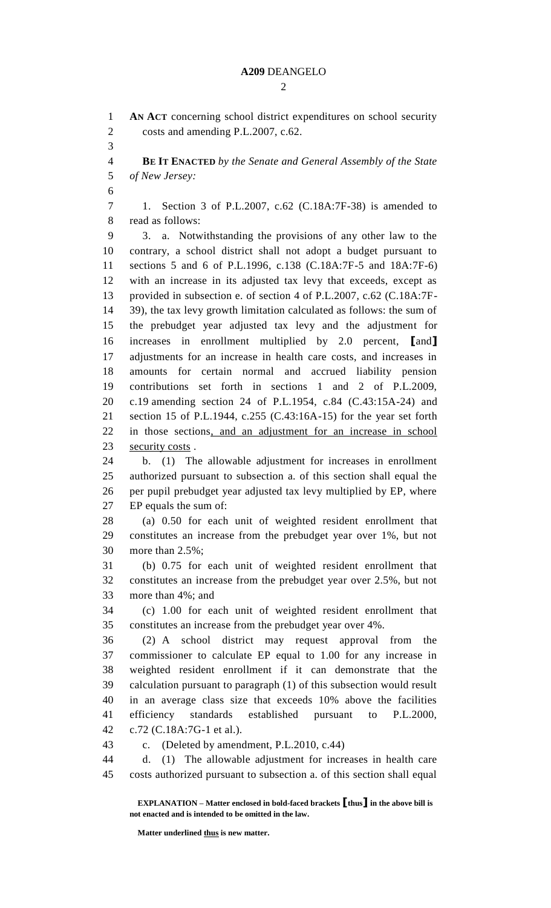**AN ACT** concerning school district expenditures on school security costs and amending P.L.2007, c.62.

**BE IT ENACTED** *by the Senate and General Assembly of the State of New Jersey:*

1. Section 3 of P.L.2007, c.62 (C.18A:7F-38) is amended to read as follows:

3. a. Notwithstanding the provisions of any other law to the contrary, a school district shall not adopt a budget pursuant to sections 5 and 6 of P.L.1996, c.138 (C.18A:7F-5 and 18A:7F-6) with an increase in its adjusted tax levy that exceeds, except as provided in subsection e. of section 4 of P.L.2007, c.62 (C.18A:7F-39), the tax levy growth limitation calculated as follows: the sum of the prebudget year adjusted tax levy and the adjustment for increases in enrollment multiplied by 2.0 percent, **[**and**]** adjustments for an increase in health care costs, and increases in amounts for certain normal and accrued liability pension contributions set forth in sections 1 and 2 of P.L.2009, c.19 amending section 24 of P.L.1954, c.84 (C.43:15A-24) and section 15 of P.L.1944, c.255 (C.43:16A-15) for the year set forth in those sections<u>, and an adjustment for an increase in school security costs</u> .

b. (1) The allowable adjustment for increases in enrollment authorized pursuant to subsection a. of this section shall equal the per pupil prebudget year adjusted tax levy multiplied by EP, where EP equals the sum of:

(a) 0.50 for each unit of weighted resident enrollment that constitutes an increase from the prebudget year over 1%, but not more than 2.5%;

(b) 0.75 for each unit of weighted resident enrollment that constitutes an increase from the prebudget year over 2.5%, but not more than 4%; and

(c) 1.00 for each unit of weighted resident enrollment that constitutes an increase from the prebudget year over 4%.

(2) A school district may request approval from the commissioner to calculate EP equal to 1.00 for any increase in weighted resident enrollment if it can demonstrate that the calculation pursuant to paragraph (1) of this subsection would result in an average class size that exceeds 10% above the facilities efficiency standards established pursuant to P.L.2000, c.72 (C.18A:7G-1 et al.).

c. (Deleted by amendment, P.L.2010, c.44)

d. (1) The allowable adjustment for increases in health care costs authorized pursuant to subsection a. of this section shall equal

**EXPLANATION – Matter enclosed in bold-faced brackets [thus] in the above bill is not enacted and is intended to be omitted in the law.**

**Matter underlined <u>thus</u> is new matter.**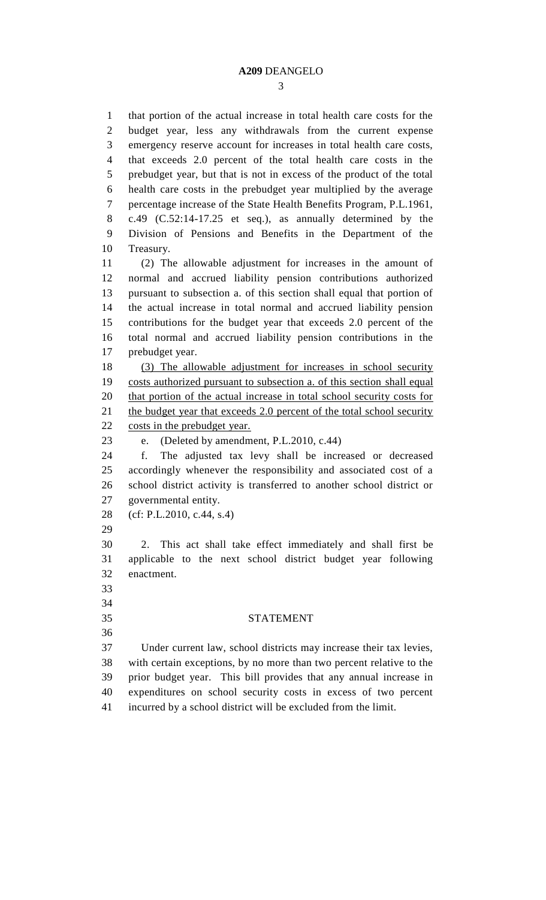that portion of the actual increase in total health care costs for the budget year, less any withdrawals from the current expense emergency reserve account for increases in total health care costs, that exceeds 2.0 percent of the total health care costs in the prebudget year, but that is not in excess of the product of the total health care costs in the prebudget year multiplied by the average percentage increase of the State Health Benefits Program, P.L.1961, c.49 (C.52:14-17.25 et seq.), as annually determined by the Division of Pensions and Benefits in the Department of the Treasury.

(2) The allowable adjustment for increases in the amount of normal and accrued liability pension contributions authorized pursuant to subsection a. of this section shall equal that portion of the actual increase in total normal and accrued liability pension contributions for the budget year that exceeds 2.0 percent of the total normal and accrued liability pension contributions in the prebudget year.

<u>(3) The allowable adjustment for increases in school security costs authorized pursuant to subsection a. of this section shall equal that portion of the actual increase in total school security costs for the budget year that exceeds 2.0 percent of the total school security costs in the prebudget year.</u>

e. (Deleted by amendment, P.L.2010, c.44)

f. The adjusted tax levy shall be increased or decreased accordingly whenever the responsibility and associated cost of a school district activity is transferred to another school district or governmental entity.

(cf: P.L.2010, c.44, s.4)

2. This act shall take effect immediately and shall first be applicable to the next school district budget year following enactment.

## STATEMENT

Under current law, school districts may increase their tax levies, with certain exceptions, by no more than two percent relative to the prior budget year. This bill provides that any annual increase in expenditures on school security costs in excess of two percent incurred by a school district will be excluded from the limit.